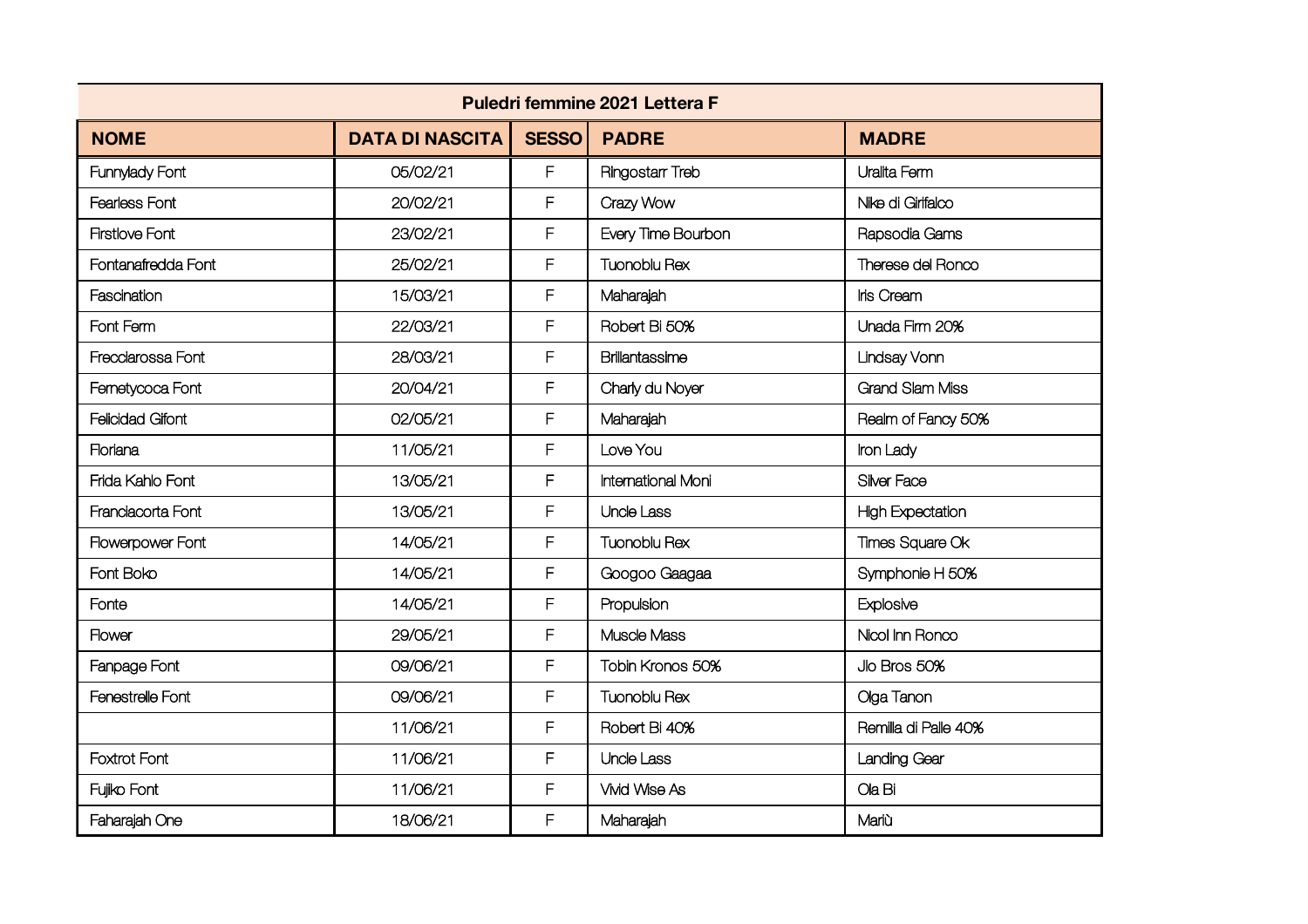| Puledri femmine 2021 Lettera F | | | | |
|---|---|---|---|---|
| **NOME** | **DATA DI NASCITA** | **SESSO** | **PADRE** | **MADRE** |
| Funnylady Font | 05/02/21 | F | Ringostarr Treb | Uralita Ferm |
| Fearless Font | 20/02/21 | F | Crazy Wow | Nike di Girifalco |
| Firstlove Font | 23/02/21 | F | Every Time Bourbon | Rapsodia Gams |
| Fontanafredda Font | 25/02/21 | F | Tuonoblu Rex | Therese del Ronco |
| Fascination | 15/03/21 | F | Maharajah | Iris Cream |
| Font Ferm | 22/03/21 | F | Robert Bi 50% | Unada Firm 20% |
| Frecciarossa Font | 28/03/21 | F | Brillantassime | Lindsay Vonn |
| Fernetycoca Font | 20/04/21 | F | Charly du Noyer | Grand Slam Miss |
| Felicidad Gifont | 02/05/21 | F | Maharajah | Realm of Fancy 50% |
| Floriana | 11/05/21 | F | Love You | Iron Lady |
| Frida Kahlo Font | 13/05/21 | F | International Moni | Silver Face |
| Franciacorta Font | 13/05/21 | F | Uncle Lass | High Expectation |
| Flowerpower Font | 14/05/21 | F | Tuonoblu Rex | Times Square Ok |
| Font Boko | 14/05/21 | F | Googoo Gaagaa | Symphonie H 50% |
| Fonte | 14/05/21 | F | Propulsion | Explosive |
| Flower | 29/05/21 | F | Muscle Mass | Nicol Inn Ronco |
| Fanpage Font | 09/06/21 | F | Tobin Kronos 50% | Jlo Bros 50% |
| Fenestrelle Font | 09/06/21 | F | Tuonoblu Rex | Olga Tanon |
| | 11/06/21 | F | Robert Bi 40% | Remilla di Palle 40% |
| Foxtrot Font | 11/06/21 | F | Uncle Lass | Landing Gear |
| Fujiko Font | 11/06/21 | F | Vivid Wise As | Ola Bi |
| Faharajah One | 18/06/21 | F | Maharajah | Mariù |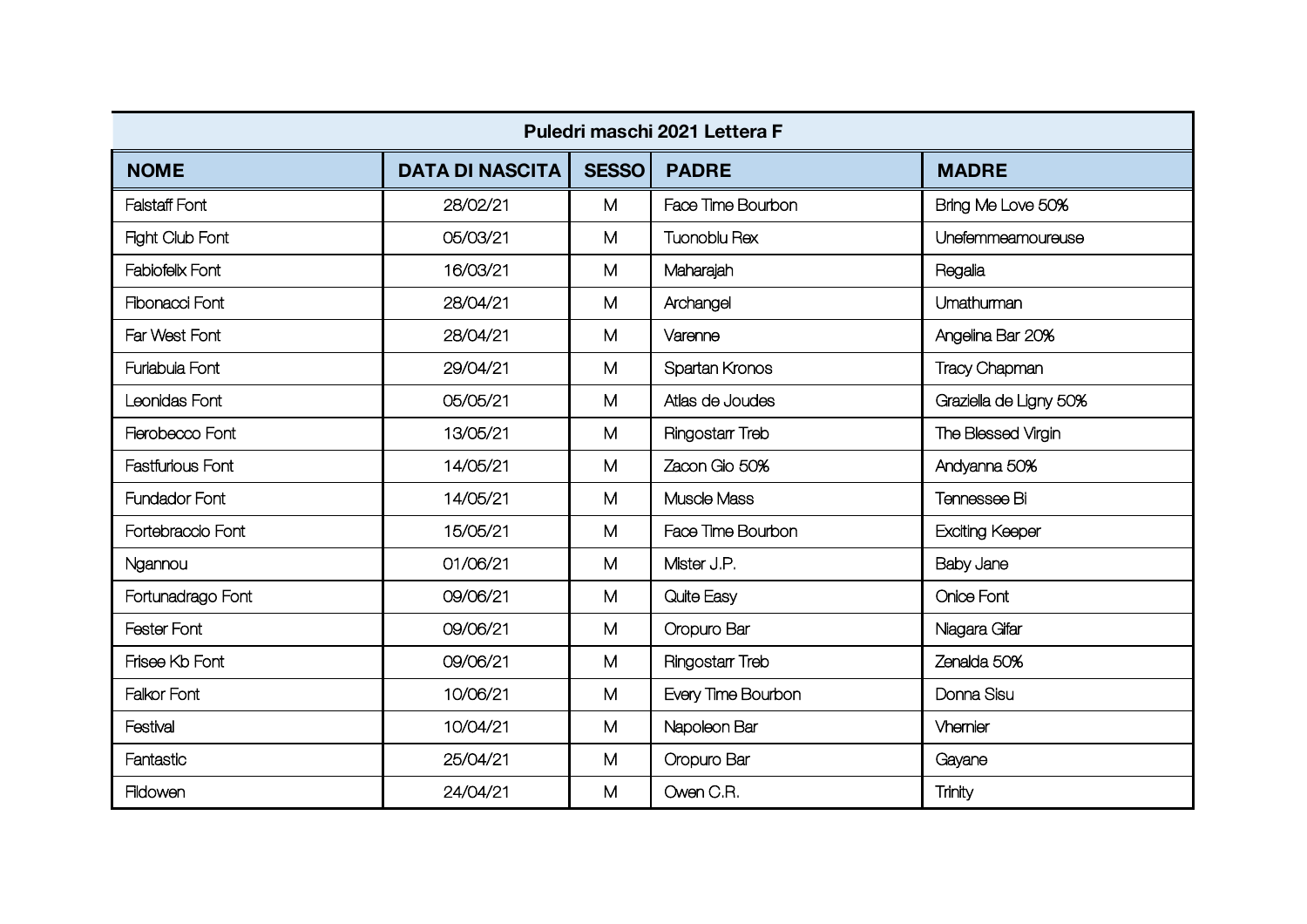| Puledri maschi 2021 Lettera F | | | | |
|---|---|---|---|---|
| **NOME** | **DATA DI NASCITA** | **SESSO** | **PADRE** | **MADRE** |
| Falstaff Font | 28/02/21 | M | Face Time Bourbon | Bring Me Love 50% |
| Fight Club Font | 05/03/21 | M | Tuonoblu Rex | Unefemmeamoureuse |
| Fabiofelix Font | 16/03/21 | M | Maharajah | Regalia |
| Fibonacci Font | 28/04/21 | M | Archangel | Umathurman |
| Far West Font | 28/04/21 | M | Varenne | Angelina Bar 20% |
| Furiabuia Font | 29/04/21 | M | Spartan Kronos | Tracy Chapman |
| Leonidas Font | 05/05/21 | M | Atlas de Joudes | Graziella de Ligny 50% |
| Fierobecco Font | 13/05/21 | M | Ringostarr Treb | The Blessed Virgin |
| Fastfurious Font | 14/05/21 | M | Zacon Gio 50% | Andyanna 50% |
| Fundador Font | 14/05/21 | M | Muscle Mass | Tennessee Bi |
| Fortebraccio Font | 15/05/21 | M | Face Time Bourbon | Exciting Keeper |
| Ngannou | 01/06/21 | M | Mister J.P. | Baby Jane |
| Fortunadrago Font | 09/06/21 | M | Quite Easy | Onice Font |
| Fester Font | 09/06/21 | M | Oropuro Bar | Niagara Gifar |
| Frisee Kb Font | 09/06/21 | M | Ringostarr Treb | Zenalda 50% |
| Falkor Font | 10/06/21 | M | Every Time Bourbon | Donna Sisu |
| Festival | 10/04/21 | M | Napoleon Bar | Vhernier |
| Fantastic | 25/04/21 | M | Oropuro Bar | Gayane |
| Fidowen | 24/04/21 | M | Owen C.R. | Trinity |